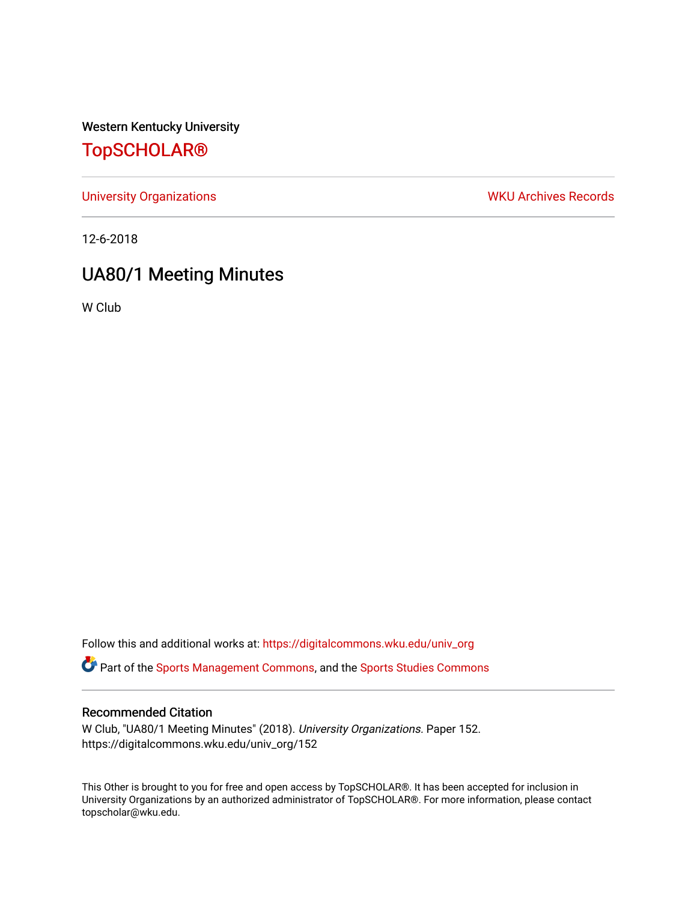Western Kentucky University

# TopSCHOLAR®

University Organizations | WKU Archives Records

12-6-2018

## UA80/1 Meeting Minutes

W Club

Follow this and additional works at: https://digitalcommons.wku.edu/univ_org

Part of the Sports Management Commons, and the Sports Studies Commons

### Recommended Citation

W Club, "UA80/1 Meeting Minutes" (2018). *University Organizations.* Paper 152.
https://digitalcommons.wku.edu/univ_org/152

This Other is brought to you for free and open access by TopSCHOLAR®. It has been accepted for inclusion in University Organizations by an authorized administrator of TopSCHOLAR®. For more information, please contact topscholar@wku.edu.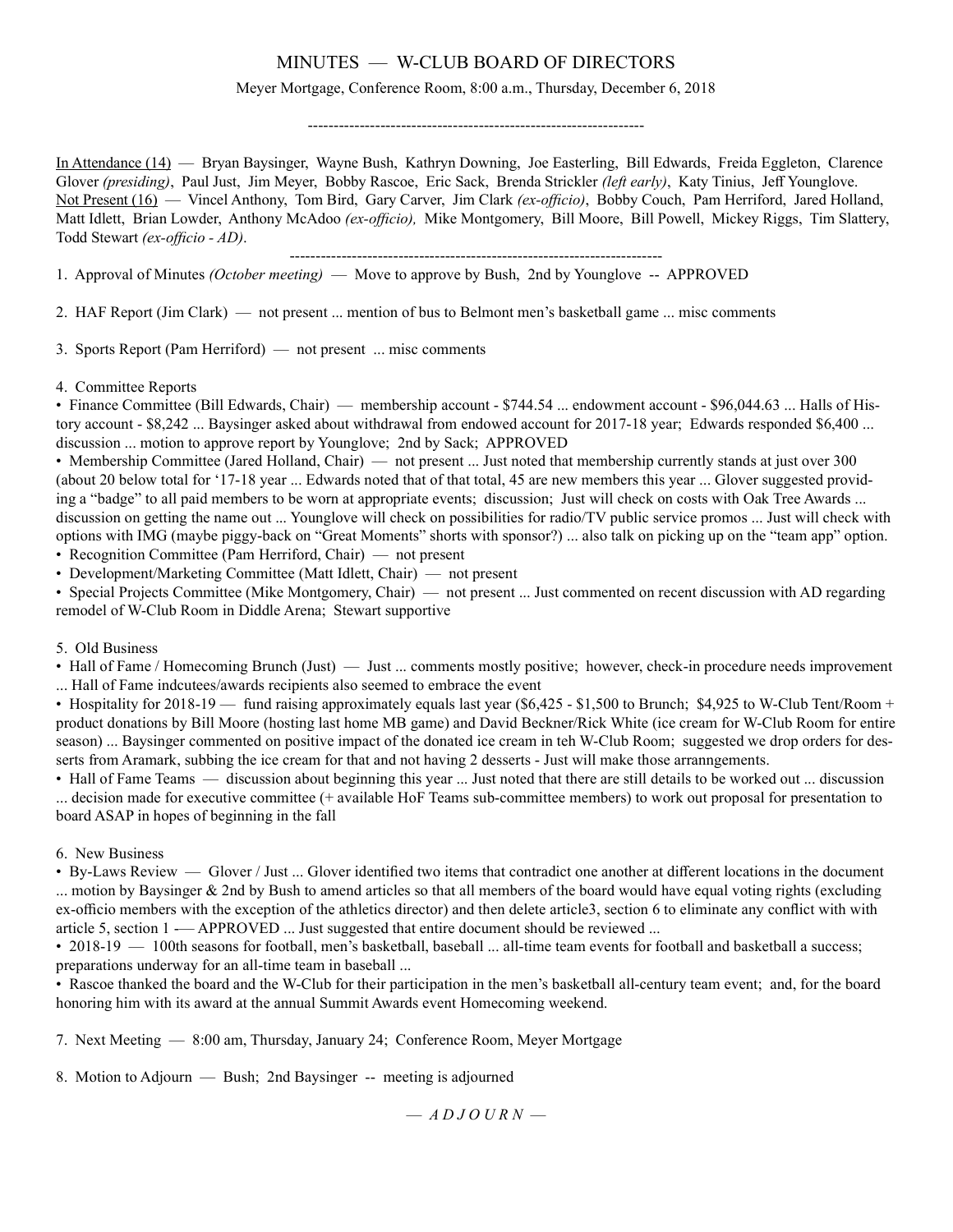# MINUTES — W-CLUB BOARD OF DIRECTORS

Meyer Mortgage, Conference Room, 8:00 a.m., Thursday, December 6, 2018

------------------------------------------------------------------

In Attendance (14) — Bryan Baysinger, Wayne Bush, Kathryn Downing, Joe Easterling, Bill Edwards, Freida Eggleton, Clarence Glover *(presiding)*, Paul Just, Jim Meyer, Bobby Rascoe, Eric Sack, Brenda Strickler *(left early)*, Katy Tinius, Jeff Younglove.
Not Present (16) — Vincel Anthony, Tom Bird, Gary Carver, Jim Clark *(ex-officio)*, Bobby Couch, Pam Herriford, Jared Holland, Matt Idlett, Brian Lowder, Anthony McAdoo *(ex-officio),* Mike Montgomery, Bill Moore, Bill Powell, Mickey Riggs, Tim Slattery, Todd Stewart *(ex-officio - AD)*.

------------------------------------------------------------------------

1. Approval of Minutes *(October meeting)* — Move to approve by Bush, 2nd by Younglove -- APPROVED

2. HAF Report (Jim Clark) — not present ... mention of bus to Belmont men's basketball game ... misc comments

3. Sports Report (Pam Herriford) — not present ... misc comments

4. Committee Reports

- Finance Committee (Bill Edwards, Chair) — membership account - $744.54 ... endowment account - $96,044.63 ... Halls of History account - $8,242 ... Baysinger asked about withdrawal from endowed account for 2017-18 year; Edwards responded $6,400 ... discussion ... motion to approve report by Younglove; 2nd by Sack; APPROVED
- Membership Committee (Jared Holland, Chair) — not present ... Just noted that membership currently stands at just over 300 (about 20 below total for '17-18 year ... Edwards noted that of that total, 45 are new members this year ... Glover suggested providing a "badge" to all paid members to be worn at appropriate events; discussion; Just will check on costs with Oak Tree Awards ... discussion on getting the name out ... Younglove will check on possibilities for radio/TV public service promos ... Just will check with options with IMG (maybe piggy-back on "Great Moments" shorts with sponsor?) ... also talk on picking up on the "team app" option.
- Recognition Committee (Pam Herriford, Chair) — not present
- Development/Marketing Committee (Matt Idlett, Chair) — not present
- Special Projects Committee (Mike Montgomery, Chair) — not present ... Just commented on recent discussion with AD regarding remodel of W-Club Room in Diddle Arena; Stewart supportive

5. Old Business

- Hall of Fame / Homecoming Brunch (Just) — Just ... comments mostly positive; however, check-in procedure needs improvement ... Hall of Fame indcutees/awards recipients also seemed to embrace the event
- Hospitality for 2018-19 — fund raising approximately equals last year ($6,425 - $1,500 to Brunch; $4,925 to W-Club Tent/Room + product donations by Bill Moore (hosting last home MB game) and David Beckner/Rick White (ice cream for W-Club Room for entire season) ... Baysinger commented on positive impact of the donated ice cream in teh W-Club Room; suggested we drop orders for desserts from Aramark, subbing the ice cream for that and not having 2 desserts - Just will make those arranngements.
- Hall of Fame Teams — discussion about beginning this year ... Just noted that there are still details to be worked out ... discussion ... decision made for executive committee (+ available HoF Teams sub-committee members) to work out proposal for presentation to board ASAP in hopes of beginning in the fall

6. New Business

- By-Laws Review — Glover / Just ... Glover identified two items that contradict one another at different locations in the document ... motion by Baysinger & 2nd by Bush to amend articles so that all members of the board would have equal voting rights (excluding ex-officio members with the exception of the athletics director) and then delete article3, section 6 to eliminate any conflict with with article 5, section 1 -— APPROVED ... Just suggested that entire document should be reviewed ...
- 2018-19 — 100th seasons for football, men's basketball, baseball ... all-time team events for football and basketball a success; preparations underway for an all-time team in baseball ...
- Rascoe thanked the board and the W-Club for their participation in the men's basketball all-century team event; and, for the board honoring him with its award at the annual Summit Awards event Homecoming weekend.

7. Next Meeting — 8:00 am, Thursday, January 24; Conference Room, Meyer Mortgage

8. Motion to Adjourn — Bush; 2nd Baysinger -- meeting is adjourned

*— A D J O U R N —*